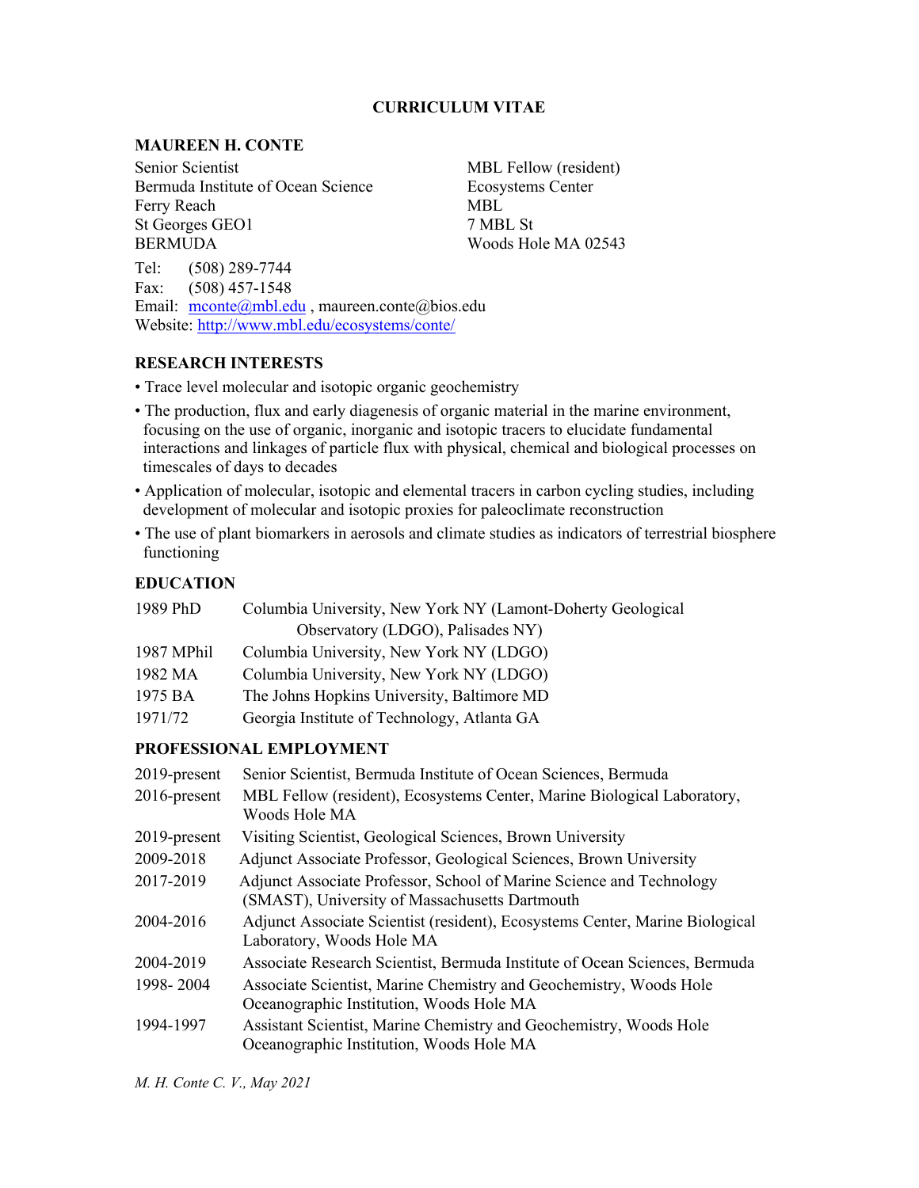# CURRICULUM VITAE

## MAUREEN H. CONTE

Senior Scientist
Bermuda Institute of Ocean Science
Ferry Reach
St Georges GEO1
BERMUDA

MBL Fellow (resident)
Ecosystems Center
MBL
7 MBL St
Woods Hole MA 02543

Tel: (508) 289-7744
Fax: (508) 457-1548
Email: mconte@mbl.edu , maureen.conte@bios.edu
Website: http://www.mbl.edu/ecosystems/conte/

## RESEARCH INTERESTS

- Trace level molecular and isotopic organic geochemistry
- The production, flux and early diagenesis of organic material in the marine environment, focusing on the use of organic, inorganic and isotopic tracers to elucidate fundamental interactions and linkages of particle flux with physical, chemical and biological processes on timescales of days to decades
- Application of molecular, isotopic and elemental tracers in carbon cycling studies, including development of molecular and isotopic proxies for paleoclimate reconstruction
- The use of plant biomarkers in aerosols and climate studies as indicators of terrestrial biosphere functioning

## EDUCATION

| | |
|---|---|
| 1989 PhD | Columbia University, New York NY (Lamont-Doherty Geological Observatory (LDGO), Palisades NY) |
| 1987 MPhil | Columbia University, New York NY (LDGO) |
| 1982 MA | Columbia University, New York NY (LDGO) |
| 1975 BA | The Johns Hopkins University, Baltimore MD |
| 1971/72 | Georgia Institute of Technology, Atlanta GA |

## PROFESSIONAL EMPLOYMENT

| | |
|---|---|
| 2019-present | Senior Scientist, Bermuda Institute of Ocean Sciences, Bermuda |
| 2016-present | MBL Fellow (resident), Ecosystems Center, Marine Biological Laboratory, Woods Hole MA |
| 2019-present | Visiting Scientist, Geological Sciences, Brown University |
| 2009-2018 | Adjunct Associate Professor, Geological Sciences, Brown University |
| 2017-2019 | Adjunct Associate Professor, School of Marine Science and Technology (SMAST), University of Massachusetts Dartmouth |
| 2004-2016 | Adjunct Associate Scientist (resident), Ecosystems Center, Marine Biological Laboratory, Woods Hole MA |
| 2004-2019 | Associate Research Scientist, Bermuda Institute of Ocean Sciences, Bermuda |
| 1998- 2004 | Associate Scientist, Marine Chemistry and Geochemistry, Woods Hole Oceanographic Institution, Woods Hole MA |
| 1994-1997 | Assistant Scientist, Marine Chemistry and Geochemistry, Woods Hole Oceanographic Institution, Woods Hole MA |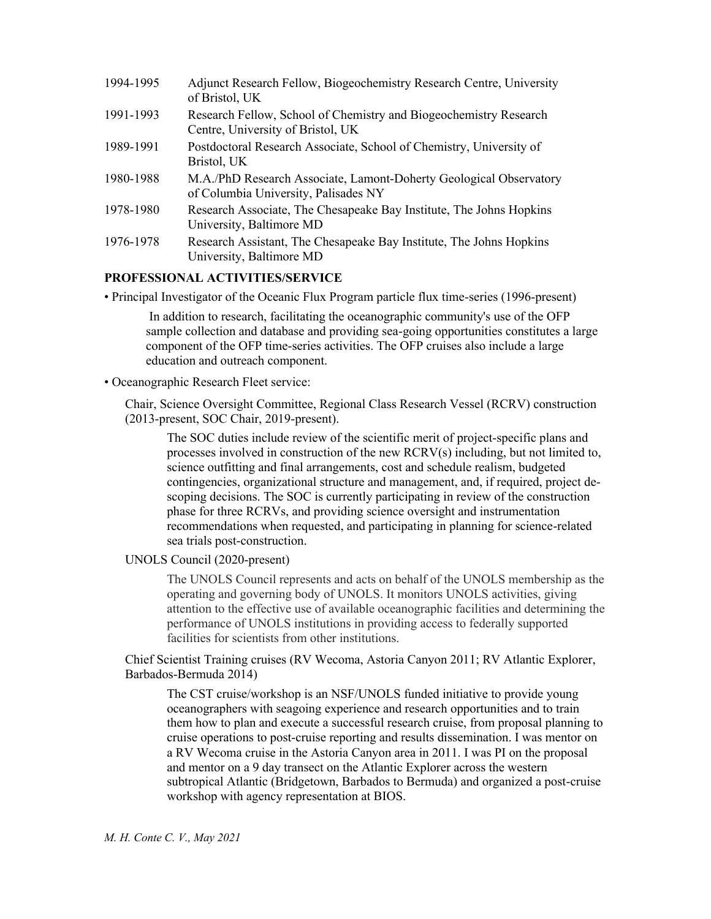| | |
|---|---|
| 1994-1995 | Adjunct Research Fellow, Biogeochemistry Research Centre, University of Bristol, UK |
| 1991-1993 | Research Fellow, School of Chemistry and Biogeochemistry Research Centre, University of Bristol, UK |
| 1989-1991 | Postdoctoral Research Associate, School of Chemistry, University of Bristol, UK |
| 1980-1988 | M.A./PhD Research Associate, Lamont-Doherty Geological Observatory of Columbia University, Palisades NY |
| 1978-1980 | Research Associate, The Chesapeake Bay Institute, The Johns Hopkins University, Baltimore MD |
| 1976-1978 | Research Assistant, The Chesapeake Bay Institute, The Johns Hopkins University, Baltimore MD |

**PROFESSIONAL ACTIVITIES/SERVICE**

• Principal Investigator of the Oceanic Flux Program particle flux time-series (1996-present)

> In addition to research, facilitating the oceanographic community's use of the OFP sample collection and database and providing sea-going opportunities constitutes a large component of the OFP time-series activities. The OFP cruises also include a large education and outreach component.

• Oceanographic Research Fleet service:

Chair, Science Oversight Committee, Regional Class Research Vessel (RCRV) construction (2013-present, SOC Chair, 2019-present).

> The SOC duties include review of the scientific merit of project-specific plans and processes involved in construction of the new RCRV(s) including, but not limited to, science outfitting and final arrangements, cost and schedule realism, budgeted contingencies, organizational structure and management, and, if required, project de-scoping decisions. The SOC is currently participating in review of the construction phase for three RCRVs, and providing science oversight and instrumentation recommendations when requested, and participating in planning for science-related sea trials post-construction.

UNOLS Council (2020-present)

> The UNOLS Council represents and acts on behalf of the UNOLS membership as the operating and governing body of UNOLS. It monitors UNOLS activities, giving attention to the effective use of available oceanographic facilities and determining the performance of UNOLS institutions in providing access to federally supported facilities for scientists from other institutions.

Chief Scientist Training cruises (RV Wecoma, Astoria Canyon 2011; RV Atlantic Explorer, Barbados-Bermuda 2014)

> The CST cruise/workshop is an NSF/UNOLS funded initiative to provide young oceanographers with seagoing experience and research opportunities and to train them how to plan and execute a successful research cruise, from proposal planning to cruise operations to post-cruise reporting and results dissemination. I was mentor on a RV Wecoma cruise in the Astoria Canyon area in 2011. I was PI on the proposal and mentor on a 9 day transect on the Atlantic Explorer across the western subtropical Atlantic (Bridgetown, Barbados to Bermuda) and organized a post-cruise workshop with agency representation at BIOS.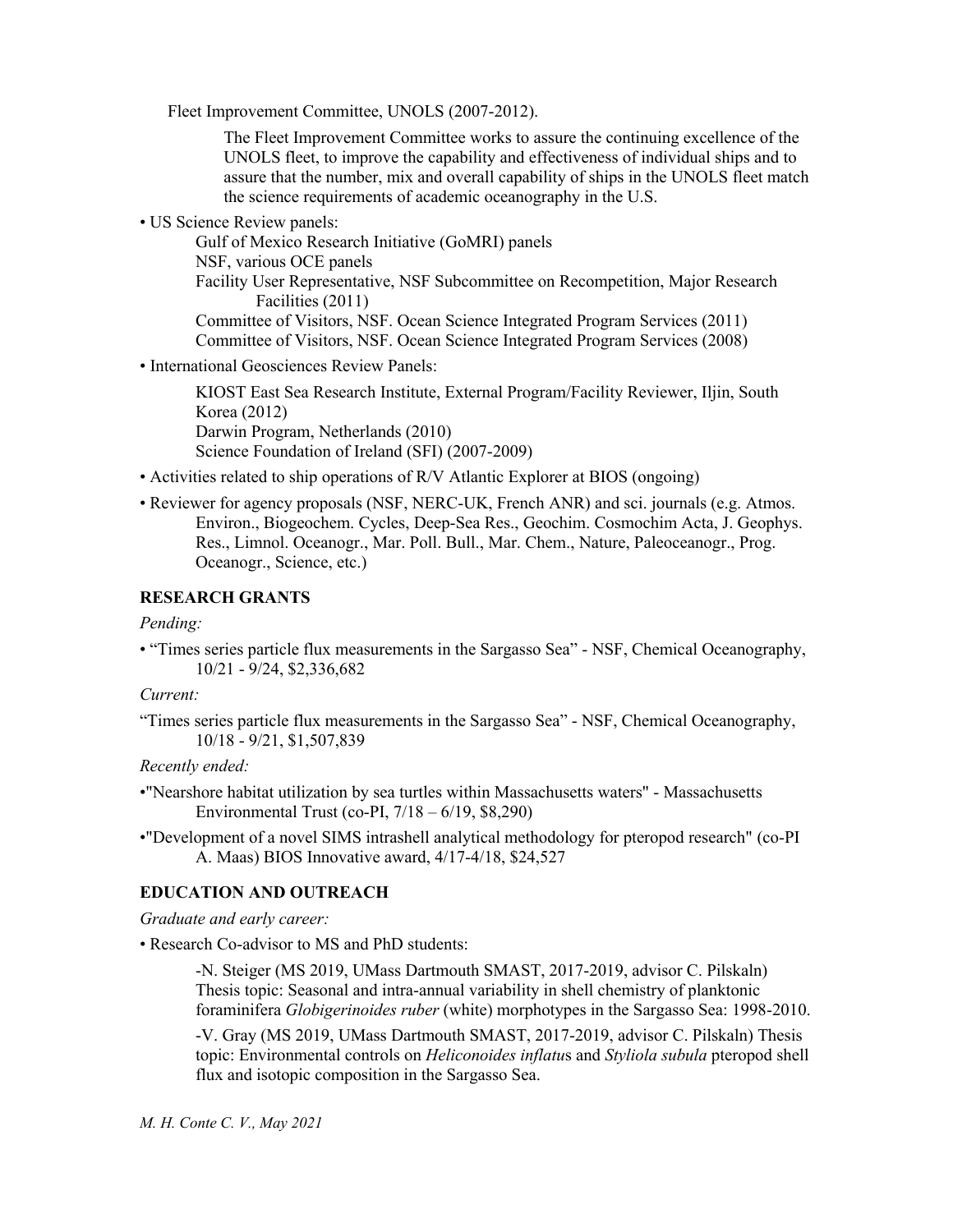Fleet Improvement Committee, UNOLS (2007-2012).

The Fleet Improvement Committee works to assure the continuing excellence of the UNOLS fleet, to improve the capability and effectiveness of individual ships and to assure that the number, mix and overall capability of ships in the UNOLS fleet match the science requirements of academic oceanography in the U.S.

- US Science Review panels:
  - Gulf of Mexico Research Initiative (GoMRI) panels
  - NSF, various OCE panels
  - Facility User Representative, NSF Subcommittee on Recompetition, Major Research Facilities (2011)
  - Committee of Visitors, NSF. Ocean Science Integrated Program Services (2011)
  - Committee of Visitors, NSF. Ocean Science Integrated Program Services (2008)
- International Geosciences Review Panels:
  - KIOST East Sea Research Institute, External Program/Facility Reviewer, Iljin, South Korea (2012)
  - Darwin Program, Netherlands (2010)
  - Science Foundation of Ireland (SFI) (2007-2009)
- Activities related to ship operations of R/V Atlantic Explorer at BIOS (ongoing)
- Reviewer for agency proposals (NSF, NERC-UK, French ANR) and sci. journals (e.g. Atmos. Environ., Biogeochem. Cycles, Deep-Sea Res., Geochim. Cosmochim Acta, J. Geophys. Res., Limnol. Oceanogr., Mar. Poll. Bull., Mar. Chem., Nature, Paleoceanogr., Prog. Oceanogr., Science, etc.)

## RESEARCH GRANTS

*Pending:*

- "Times series particle flux measurements in the Sargasso Sea" - NSF, Chemical Oceanography, 10/21 - 9/24, $2,336,682

*Current:*

"Times series particle flux measurements in the Sargasso Sea" - NSF, Chemical Oceanography, 10/18 - 9/21, $1,507,839

*Recently ended:*

- "Nearshore habitat utilization by sea turtles within Massachusetts waters" - Massachusetts Environmental Trust (co-PI, 7/18 – 6/19, $8,290)
- "Development of a novel SIMS intrashell analytical methodology for pteropod research" (co-PI A. Maas) BIOS Innovative award, 4/17-4/18, $24,527

## EDUCATION AND OUTREACH

*Graduate and early career:*

- Research Co-advisor to MS and PhD students:

  -N. Steiger (MS 2019, UMass Dartmouth SMAST, 2017-2019, advisor C. Pilskaln) Thesis topic: Seasonal and intra-annual variability in shell chemistry of planktonic foraminifera *Globigerinoides ruber* (white) morphotypes in the Sargasso Sea: 1998-2010.

  -V. Gray (MS 2019, UMass Dartmouth SMAST, 2017-2019, advisor C. Pilskaln) Thesis topic: Environmental controls on *Heliconoides inflatus* and *Styliola subula* pteropod shell flux and isotopic composition in the Sargasso Sea.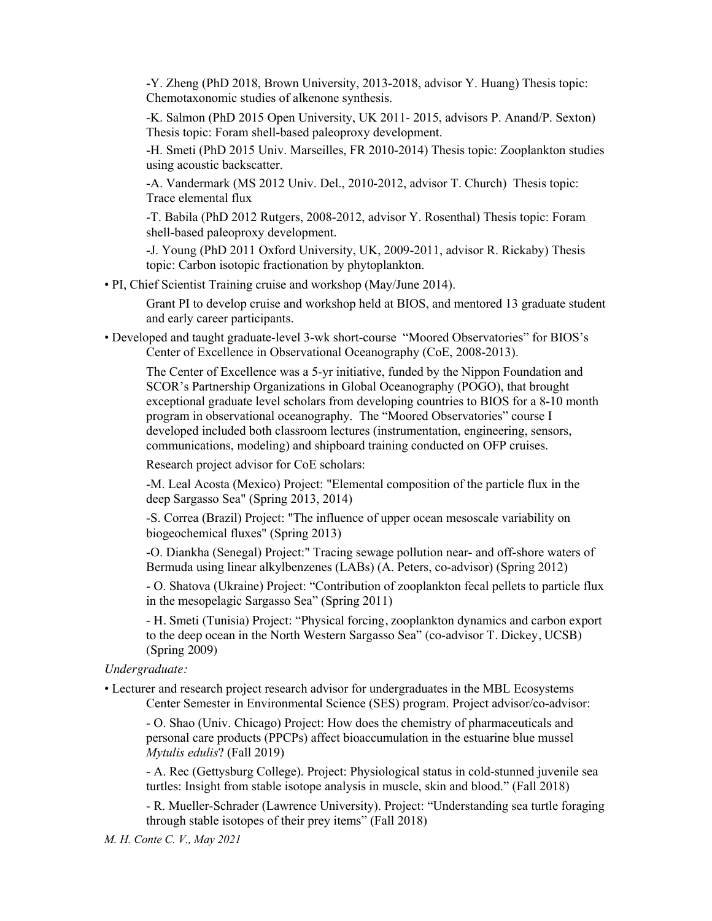-Y. Zheng (PhD 2018, Brown University, 2013-2018, advisor Y. Huang) Thesis topic: Chemotaxonomic studies of alkenone synthesis.

-K. Salmon (PhD 2015 Open University, UK 2011- 2015, advisors P. Anand/P. Sexton) Thesis topic: Foram shell-based paleoproxy development.

-H. Smeti (PhD 2015 Univ. Marseilles, FR 2010-2014) Thesis topic: Zooplankton studies using acoustic backscatter.

-A. Vandermark (MS 2012 Univ. Del., 2010-2012, advisor T. Church) Thesis topic: Trace elemental flux

-T. Babila (PhD 2012 Rutgers, 2008-2012, advisor Y. Rosenthal) Thesis topic: Foram shell-based paleoproxy development.

-J. Young (PhD 2011 Oxford University, UK, 2009-2011, advisor R. Rickaby) Thesis topic: Carbon isotopic fractionation by phytoplankton.

- PI, Chief Scientist Training cruise and workshop (May/June 2014).

  Grant PI to develop cruise and workshop held at BIOS, and mentored 13 graduate student and early career participants.

- Developed and taught graduate-level 3-wk short-course "Moored Observatories" for BIOS's Center of Excellence in Observational Oceanography (CoE, 2008-2013).

  The Center of Excellence was a 5-yr initiative, funded by the Nippon Foundation and SCOR's Partnership Organizations in Global Oceanography (POGO), that brought exceptional graduate level scholars from developing countries to BIOS for a 8-10 month program in observational oceanography. The "Moored Observatories" course I developed included both classroom lectures (instrumentation, engineering, sensors, communications, modeling) and shipboard training conducted on OFP cruises.

  Research project advisor for CoE scholars:

  -M. Leal Acosta (Mexico) Project: "Elemental composition of the particle flux in the deep Sargasso Sea" (Spring 2013, 2014)

  -S. Correa (Brazil) Project: "The influence of upper ocean mesoscale variability on biogeochemical fluxes" (Spring 2013)

  -O. Diankha (Senegal) Project:" Tracing sewage pollution near- and off-shore waters of Bermuda using linear alkylbenzenes (LABs) (A. Peters, co-advisor) (Spring 2012)

  - O. Shatova (Ukraine) Project: "Contribution of zooplankton fecal pellets to particle flux in the mesopelagic Sargasso Sea" (Spring 2011)

  - H. Smeti (Tunisia) Project: "Physical forcing, zooplankton dynamics and carbon export to the deep ocean in the North Western Sargasso Sea" (co-advisor T. Dickey, UCSB) (Spring 2009)

*Undergraduate:*

- Lecturer and research project research advisor for undergraduates in the MBL Ecosystems Center Semester in Environmental Science (SES) program. Project advisor/co-advisor:

  - O. Shao (Univ. Chicago) Project: How does the chemistry of pharmaceuticals and personal care products (PPCPs) affect bioaccumulation in the estuarine blue mussel *Mytulis edulis*? (Fall 2019)

  - A. Rec (Gettysburg College). Project: Physiological status in cold-stunned juvenile sea turtles: Insight from stable isotope analysis in muscle, skin and blood." (Fall 2018)

  - R. Mueller-Schrader (Lawrence University). Project: "Understanding sea turtle foraging through stable isotopes of their prey items" (Fall 2018)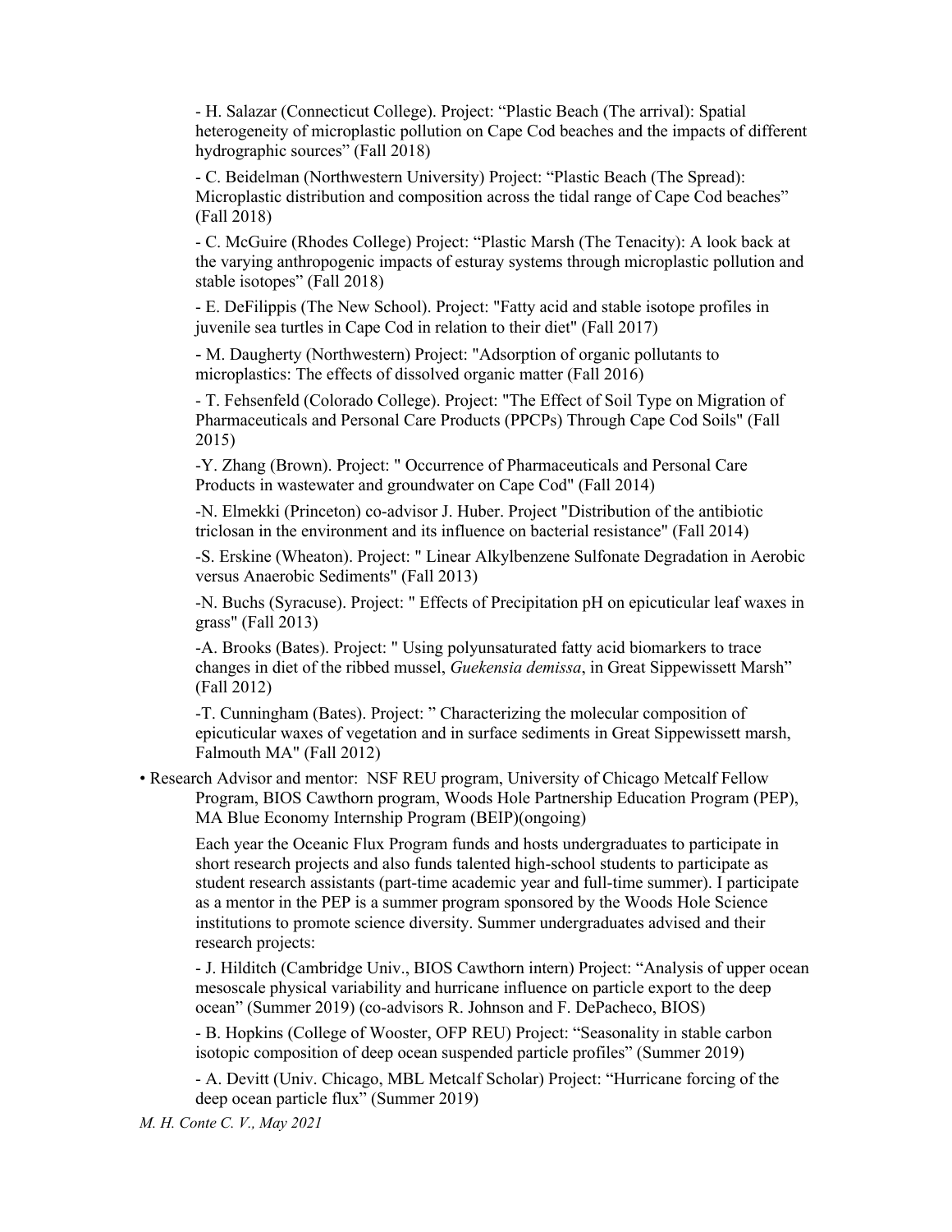- H. Salazar (Connecticut College). Project: “Plastic Beach (The arrival): Spatial heterogeneity of microplastic pollution on Cape Cod beaches and the impacts of different hydrographic sources” (Fall 2018)

- C. Beidelman (Northwestern University) Project: “Plastic Beach (The Spread): Microplastic distribution and composition across the tidal range of Cape Cod beaches” (Fall 2018)

- C. McGuire (Rhodes College) Project: “Plastic Marsh (The Tenacity): A look back at the varying anthropogenic impacts of esturay systems through microplastic pollution and stable isotopes” (Fall 2018)

- E. DeFilippis (The New School). Project: "Fatty acid and stable isotope profiles in juvenile sea turtles in Cape Cod in relation to their diet" (Fall 2017)

- M. Daugherty (Northwestern) Project: "Adsorption of organic pollutants to microplastics: The effects of dissolved organic matter (Fall 2016)

- T. Fehsenfeld (Colorado College). Project: "The Effect of Soil Type on Migration of Pharmaceuticals and Personal Care Products (PPCPs) Through Cape Cod Soils" (Fall 2015)

-Y. Zhang (Brown). Project: " Occurrence of Pharmaceuticals and Personal Care Products in wastewater and groundwater on Cape Cod" (Fall 2014)

-N. Elmekki (Princeton) co-advisor J. Huber. Project "Distribution of the antibiotic triclosan in the environment and its influence on bacterial resistance" (Fall 2014)

-S. Erskine (Wheaton). Project: " Linear Alkylbenzene Sulfonate Degradation in Aerobic versus Anaerobic Sediments" (Fall 2013)

-N. Buchs (Syracuse). Project: " Effects of Precipitation pH on epicuticular leaf waxes in grass" (Fall 2013)

-A. Brooks (Bates). Project: " Using polyunsaturated fatty acid biomarkers to trace changes in diet of the ribbed mussel, *Guekensia demissa*, in Great Sippewissett Marsh” (Fall 2012)

-T. Cunningham (Bates). Project: ” Characterizing the molecular composition of epicuticular waxes of vegetation and in surface sediments in Great Sippewissett marsh, Falmouth MA" (Fall 2012)

• Research Advisor and mentor: NSF REU program, University of Chicago Metcalf Fellow Program, BIOS Cawthorn program, Woods Hole Partnership Education Program (PEP), MA Blue Economy Internship Program (BEIP)(ongoing)

Each year the Oceanic Flux Program funds and hosts undergraduates to participate in short research projects and also funds talented high-school students to participate as student research assistants (part-time academic year and full-time summer). I participate as a mentor in the PEP is a summer program sponsored by the Woods Hole Science institutions to promote science diversity. Summer undergraduates advised and their research projects:

- J. Hilditch (Cambridge Univ., BIOS Cawthorn intern) Project: “Analysis of upper ocean mesoscale physical variability and hurricane influence on particle export to the deep ocean” (Summer 2019) (co-advisors R. Johnson and F. DePacheco, BIOS)

- B. Hopkins (College of Wooster, OFP REU) Project: “Seasonality in stable carbon isotopic composition of deep ocean suspended particle profiles” (Summer 2019)

- A. Devitt (Univ. Chicago, MBL Metcalf Scholar) Project: “Hurricane forcing of the deep ocean particle flux” (Summer 2019)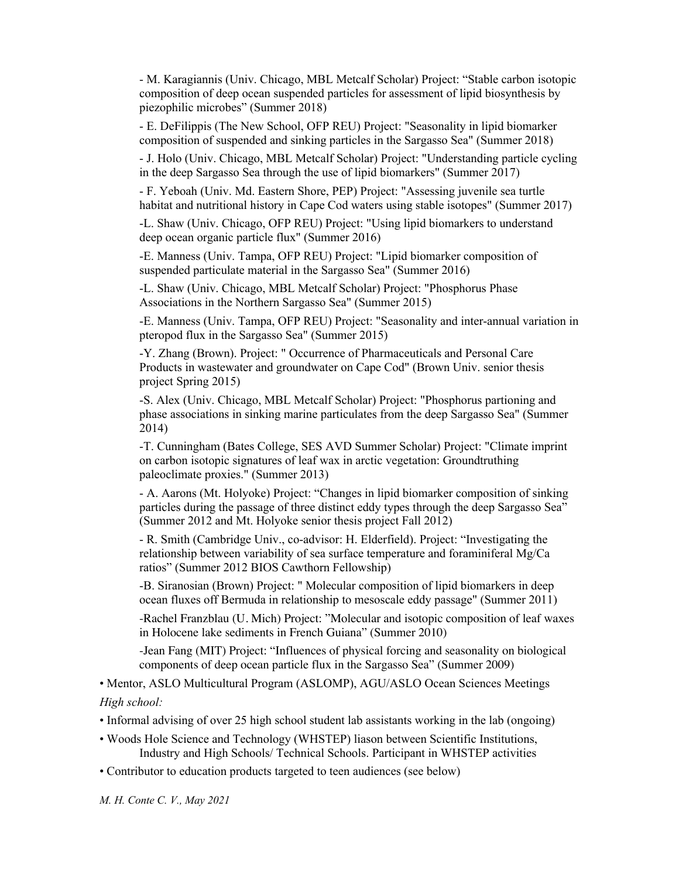- M. Karagiannis (Univ. Chicago, MBL Metcalf Scholar) Project: "Stable carbon isotopic composition of deep ocean suspended particles for assessment of lipid biosynthesis by piezophilic microbes" (Summer 2018)

- E. DeFilippis (The New School, OFP REU) Project: "Seasonality in lipid biomarker composition of suspended and sinking particles in the Sargasso Sea" (Summer 2018)

- J. Holo (Univ. Chicago, MBL Metcalf Scholar) Project: "Understanding particle cycling in the deep Sargasso Sea through the use of lipid biomarkers" (Summer 2017)

- F. Yeboah (Univ. Md. Eastern Shore, PEP) Project: "Assessing juvenile sea turtle habitat and nutritional history in Cape Cod waters using stable isotopes" (Summer 2017)

-L. Shaw (Univ. Chicago, OFP REU) Project: "Using lipid biomarkers to understand deep ocean organic particle flux" (Summer 2016)

-E. Manness (Univ. Tampa, OFP REU) Project: "Lipid biomarker composition of suspended particulate material in the Sargasso Sea" (Summer 2016)

-L. Shaw (Univ. Chicago, MBL Metcalf Scholar) Project: "Phosphorus Phase Associations in the Northern Sargasso Sea" (Summer 2015)

-E. Manness (Univ. Tampa, OFP REU) Project: "Seasonality and inter-annual variation in pteropod flux in the Sargasso Sea" (Summer 2015)

-Y. Zhang (Brown). Project: " Occurrence of Pharmaceuticals and Personal Care Products in wastewater and groundwater on Cape Cod" (Brown Univ. senior thesis project Spring 2015)

-S. Alex (Univ. Chicago, MBL Metcalf Scholar) Project: "Phosphorus partioning and phase associations in sinking marine particulates from the deep Sargasso Sea" (Summer 2014)

-T. Cunningham (Bates College, SES AVD Summer Scholar) Project: "Climate imprint on carbon isotopic signatures of leaf wax in arctic vegetation: Groundtruthing paleoclimate proxies." (Summer 2013)

- A. Aarons (Mt. Holyoke) Project: "Changes in lipid biomarker composition of sinking particles during the passage of three distinct eddy types through the deep Sargasso Sea" (Summer 2012 and Mt. Holyoke senior thesis project Fall 2012)

- R. Smith (Cambridge Univ., co-advisor: H. Elderfield). Project: "Investigating the relationship between variability of sea surface temperature and foraminiferal Mg/Ca ratios" (Summer 2012 BIOS Cawthorn Fellowship)

-B. Siranosian (Brown) Project: " Molecular composition of lipid biomarkers in deep ocean fluxes off Bermuda in relationship to mesoscale eddy passage" (Summer 2011)

-Rachel Franzblau (U. Mich) Project: "Molecular and isotopic composition of leaf waxes in Holocene lake sediments in French Guiana" (Summer 2010)

-Jean Fang (MIT) Project: "Influences of physical forcing and seasonality on biological components of deep ocean particle flux in the Sargasso Sea" (Summer 2009)

• Mentor, ASLO Multicultural Program (ASLOMP), AGU/ASLO Ocean Sciences Meetings

*High school:*

• Informal advising of over 25 high school student lab assistants working in the lab (ongoing)

• Woods Hole Science and Technology (WHSTEP) liason between Scientific Institutions, Industry and High Schools/ Technical Schools. Participant in WHSTEP activities

• Contributor to education products targeted to teen audiences (see below)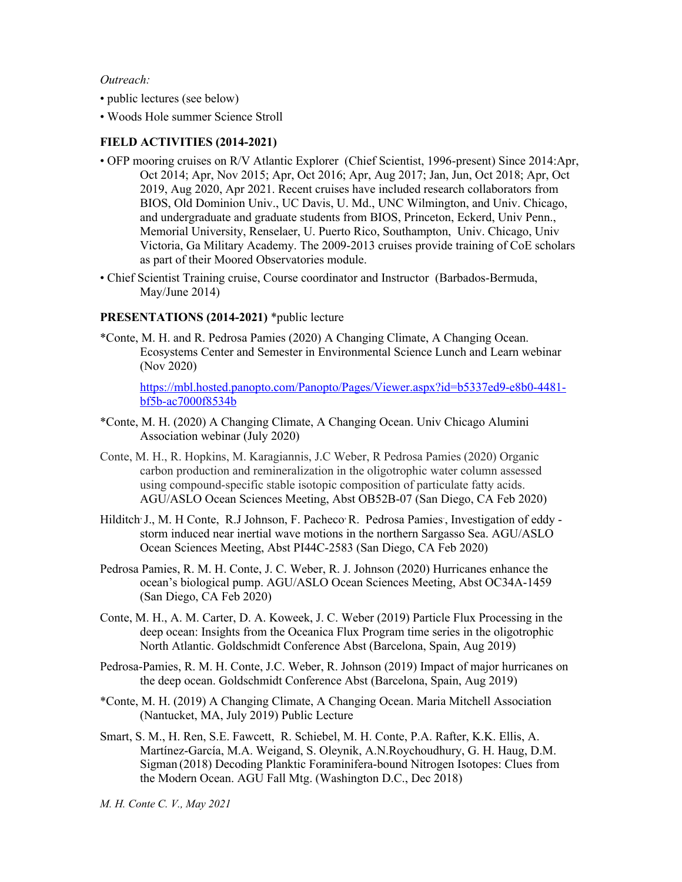*Outreach:*

• public lectures (see below)

• Woods Hole summer Science Stroll

**FIELD ACTIVITIES (2014-2021)**

• OFP mooring cruises on R/V Atlantic Explorer (Chief Scientist, 1996-present) Since 2014:Apr, Oct 2014; Apr, Nov 2015; Apr, Oct 2016; Apr, Aug 2017; Jan, Jun, Oct 2018; Apr, Oct 2019, Aug 2020, Apr 2021. Recent cruises have included research collaborators from BIOS, Old Dominion Univ., UC Davis, U. Md., UNC Wilmington, and Univ. Chicago, and undergraduate and graduate students from BIOS, Princeton, Eckerd, Univ Penn., Memorial University, Renselaer, U. Puerto Rico, Southampton, Univ. Chicago, Univ Victoria, Ga Military Academy. The 2009-2013 cruises provide training of CoE scholars as part of their Moored Observatories module.

• Chief Scientist Training cruise, Course coordinator and Instructor (Barbados-Bermuda, May/June 2014)

**PRESENTATIONS (2014-2021)** *public lecture

*Conte, M. H. and R. Pedrosa Pamies (2020) A Changing Climate, A Changing Ocean. Ecosystems Center and Semester in Environmental Science Lunch and Learn webinar (Nov 2020)

https://mbl.hosted.panopto.com/Panopto/Pages/Viewer.aspx?id=b5337ed9-e8b0-4481-bf5b-ac7000f8534b

*Conte, M. H. (2020) A Changing Climate, A Changing Ocean. Univ Chicago Alumini Association webinar (July 2020)

Conte, M. H., R. Hopkins, M. Karagiannis, J.C Weber, R Pedrosa Pamies (2020) Organic carbon production and remineralization in the oligotrophic water column assessed using compound-specific stable isotopic composition of particulate fatty acids. AGU/ASLO Ocean Sciences Meeting, Abst OB52B-07 (San Diego, CA Feb 2020)

Hilditch, J., M. H Conte, R.J Johnson, F. Pacheco, R. Pedrosa Pamies, Investigation of eddy - storm induced near inertial wave motions in the northern Sargasso Sea. AGU/ASLO Ocean Sciences Meeting, Abst PI44C-2583 (San Diego, CA Feb 2020)

Pedrosa Pamies, R. M. H. Conte, J. C. Weber, R. J. Johnson (2020) Hurricanes enhance the ocean's biological pump. AGU/ASLO Ocean Sciences Meeting, Abst OC34A-1459 (San Diego, CA Feb 2020)

Conte, M. H., A. M. Carter, D. A. Koweek, J. C. Weber (2019) Particle Flux Processing in the deep ocean: Insights from the Oceanica Flux Program time series in the oligotrophic North Atlantic. Goldschmidt Conference Abst (Barcelona, Spain, Aug 2019)

Pedrosa-Pamies, R. M. H. Conte, J.C. Weber, R. Johnson (2019) Impact of major hurricanes on the deep ocean. Goldschmidt Conference Abst (Barcelona, Spain, Aug 2019)

*Conte, M. H. (2019) A Changing Climate, A Changing Ocean. Maria Mitchell Association (Nantucket, MA, July 2019) Public Lecture

Smart, S. M., H. Ren, S.E. Fawcett, R. Schiebel, M. H. Conte, P.A. Rafter, K.K. Ellis, A. Martínez-García, M.A. Weigand, S. Oleynik, A.N.Roychoudhury, G. H. Haug, D.M. Sigman (2018) Decoding Planktic Foraminifera-bound Nitrogen Isotopes: Clues from the Modern Ocean. AGU Fall Mtg. (Washington D.C., Dec 2018)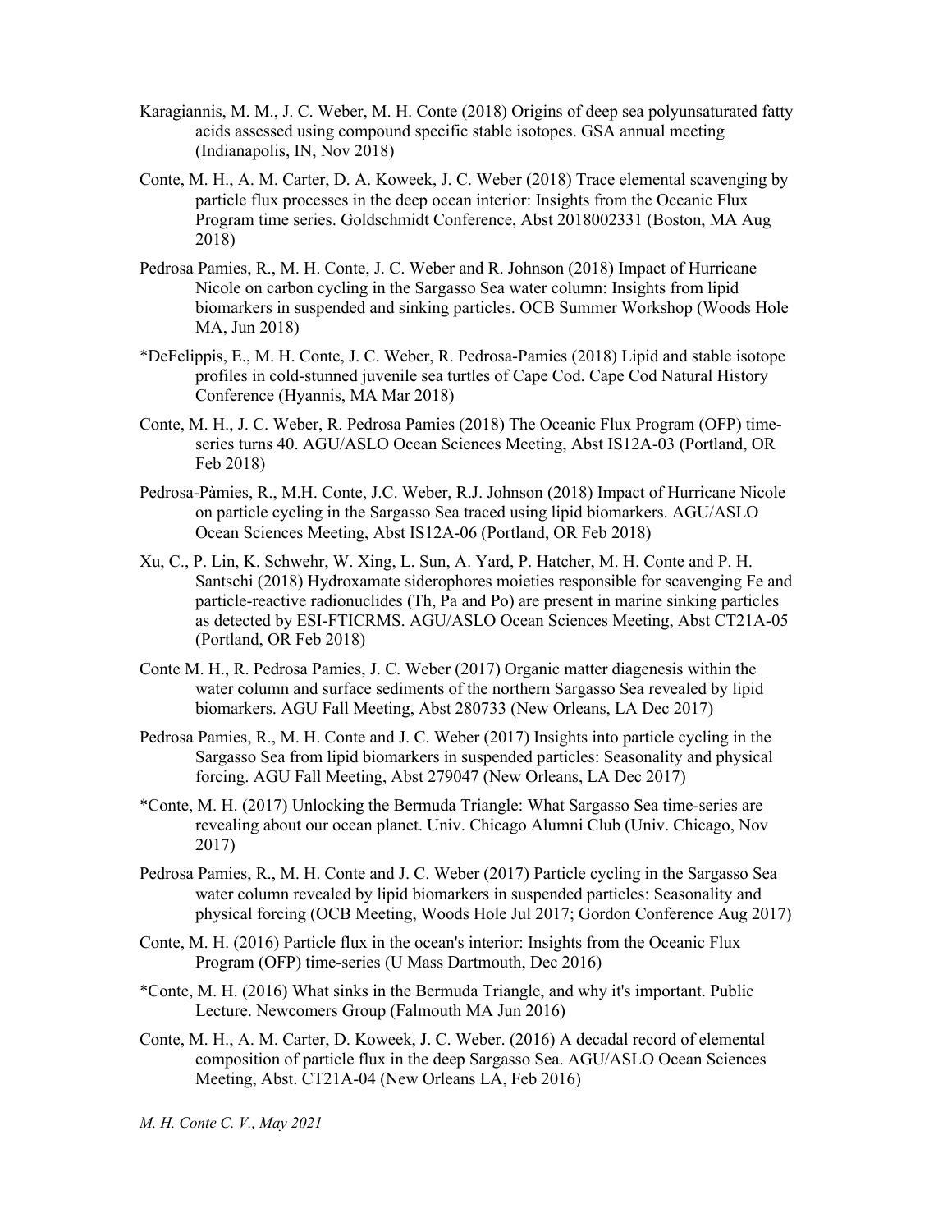Karagiannis, M. M., J. C. Weber, M. H. Conte (2018) Origins of deep sea polyunsaturated fatty acids assessed using compound specific stable isotopes. GSA annual meeting (Indianapolis, IN, Nov 2018)

Conte, M. H., A. M. Carter, D. A. Koweek, J. C. Weber (2018) Trace elemental scavenging by particle flux processes in the deep ocean interior: Insights from the Oceanic Flux Program time series. Goldschmidt Conference, Abst 2018002331 (Boston, MA Aug 2018)

Pedrosa Pamies, R., M. H. Conte, J. C. Weber and R. Johnson (2018) Impact of Hurricane Nicole on carbon cycling in the Sargasso Sea water column: Insights from lipid biomarkers in suspended and sinking particles. OCB Summer Workshop (Woods Hole MA, Jun 2018)

*DeFelippis, E., M. H. Conte, J. C. Weber, R. Pedrosa-Pamies (2018) Lipid and stable isotope profiles in cold-stunned juvenile sea turtles of Cape Cod. Cape Cod Natural History Conference (Hyannis, MA Mar 2018)

Conte, M. H., J. C. Weber, R. Pedrosa Pamies (2018) The Oceanic Flux Program (OFP) time-series turns 40. AGU/ASLO Ocean Sciences Meeting, Abst IS12A-03 (Portland, OR Feb 2018)

Pedrosa-Pàmies, R., M.H. Conte, J.C. Weber, R.J. Johnson (2018) Impact of Hurricane Nicole on particle cycling in the Sargasso Sea traced using lipid biomarkers. AGU/ASLO Ocean Sciences Meeting, Abst IS12A-06 (Portland, OR Feb 2018)

Xu, C., P. Lin, K. Schwehr, W. Xing, L. Sun, A. Yard, P. Hatcher, M. H. Conte and P. H. Santschi (2018) Hydroxamate siderophores moieties responsible for scavenging Fe and particle-reactive radionuclides (Th, Pa and Po) are present in marine sinking particles as detected by ESI-FTICRMS. AGU/ASLO Ocean Sciences Meeting, Abst CT21A-05 (Portland, OR Feb 2018)

Conte M. H., R. Pedrosa Pamies, J. C. Weber (2017) Organic matter diagenesis within the water column and surface sediments of the northern Sargasso Sea revealed by lipid biomarkers. AGU Fall Meeting, Abst 280733 (New Orleans, LA Dec 2017)

Pedrosa Pamies, R., M. H. Conte and J. C. Weber (2017) Insights into particle cycling in the Sargasso Sea from lipid biomarkers in suspended particles: Seasonality and physical forcing. AGU Fall Meeting, Abst 279047 (New Orleans, LA Dec 2017)

*Conte, M. H. (2017) Unlocking the Bermuda Triangle: What Sargasso Sea time-series are revealing about our ocean planet. Univ. Chicago Alumni Club (Univ. Chicago, Nov 2017)

Pedrosa Pamies, R., M. H. Conte and J. C. Weber (2017) Particle cycling in the Sargasso Sea water column revealed by lipid biomarkers in suspended particles: Seasonality and physical forcing (OCB Meeting, Woods Hole Jul 2017; Gordon Conference Aug 2017)

Conte, M. H. (2016) Particle flux in the ocean's interior: Insights from the Oceanic Flux Program (OFP) time-series (U Mass Dartmouth, Dec 2016)

*Conte, M. H. (2016) What sinks in the Bermuda Triangle, and why it's important. Public Lecture. Newcomers Group (Falmouth MA Jun 2016)

Conte, M. H., A. M. Carter, D. Koweek, J. C. Weber. (2016) A decadal record of elemental composition of particle flux in the deep Sargasso Sea. AGU/ASLO Ocean Sciences Meeting, Abst. CT21A-04 (New Orleans LA, Feb 2016)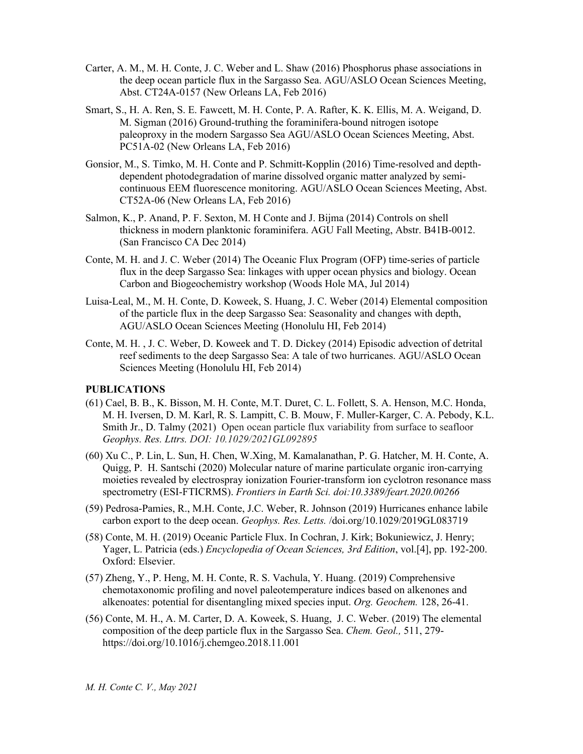Carter, A. M., M. H. Conte, J. C. Weber and L. Shaw (2016) Phosphorus phase associations in the deep ocean particle flux in the Sargasso Sea. AGU/ASLO Ocean Sciences Meeting, Abst. CT24A-0157 (New Orleans LA, Feb 2016)

Smart, S., H. A. Ren, S. E. Fawcett, M. H. Conte, P. A. Rafter, K. K. Ellis, M. A. Weigand, D. M. Sigman (2016) Ground-truthing the foraminifera-bound nitrogen isotope paleoproxy in the modern Sargasso Sea AGU/ASLO Ocean Sciences Meeting, Abst. PC51A-02 (New Orleans LA, Feb 2016)

Gonsior, M., S. Timko, M. H. Conte and P. Schmitt-Kopplin (2016) Time-resolved and depth-dependent photodegradation of marine dissolved organic matter analyzed by semi-continuous EEM fluorescence monitoring. AGU/ASLO Ocean Sciences Meeting, Abst. CT52A-06 (New Orleans LA, Feb 2016)

Salmon, K., P. Anand, P. F. Sexton, M. H Conte and J. Bijma (2014) Controls on shell thickness in modern planktonic foraminifera. AGU Fall Meeting, Abstr. B41B-0012. (San Francisco CA Dec 2014)

Conte, M. H. and J. C. Weber (2014) The Oceanic Flux Program (OFP) time-series of particle flux in the deep Sargasso Sea: linkages with upper ocean physics and biology. Ocean Carbon and Biogeochemistry workshop (Woods Hole MA, Jul 2014)

Luisa-Leal, M., M. H. Conte, D. Koweek, S. Huang, J. C. Weber (2014) Elemental composition of the particle flux in the deep Sargasso Sea: Seasonality and changes with depth, AGU/ASLO Ocean Sciences Meeting (Honolulu HI, Feb 2014)

Conte, M. H. , J. C. Weber, D. Koweek and T. D. Dickey (2014) Episodic advection of detrital reef sediments to the deep Sargasso Sea: A tale of two hurricanes. AGU/ASLO Ocean Sciences Meeting (Honolulu HI, Feb 2014)

**PUBLICATIONS**

(61) Cael, B. B., K. Bisson, M. H. Conte, M.T. Duret, C. L. Follett, S. A. Henson, M.C. Honda, M. H. Iversen, D. M. Karl, R. S. Lampitt, C. B. Mouw, F. Muller-Karger, C. A. Pebody, K.L. Smith Jr., D. Talmy (2021) Open ocean particle flux variability from surface to seafloor *Geophys. Res. Lttrs. DOI: 10.1029/2021GL092895*

(60) Xu C., P. Lin, L. Sun, H. Chen, W.Xing, M. Kamalanathan, P. G. Hatcher, M. H. Conte, A. Quigg, P. H. Santschi (2020) Molecular nature of marine particulate organic iron-carrying moieties revealed by electrospray ionization Fourier-transform ion cyclotron resonance mass spectrometry (ESI-FTICRMS). *Frontiers in Earth Sci. doi:10.3389/feart.2020.00266*

(59) Pedrosa-Pamies, R., M.H. Conte, J.C. Weber, R. Johnson (2019) Hurricanes enhance labile carbon export to the deep ocean. *Geophys. Res. Letts.* /doi.org/10.1029/2019GL083719

(58) Conte, M. H. (2019) Oceanic Particle Flux. In Cochran, J. Kirk; Bokuniewicz, J. Henry; Yager, L. Patricia (eds.) *Encyclopedia of Ocean Sciences, 3rd Edition*, vol.[4], pp. 192-200. Oxford: Elsevier.

(57) Zheng, Y., P. Heng, M. H. Conte, R. S. Vachula, Y. Huang. (2019) Comprehensive chemotaxonomic profiling and novel paleotemperature indices based on alkenones and alkenoates: potential for disentangling mixed species input. *Org. Geochem.* 128, 26-41.

(56) Conte, M. H., A. M. Carter, D. A. Koweek, S. Huang, J. C. Weber. (2019) The elemental composition of the deep particle flux in the Sargasso Sea. *Chem. Geol.,* 511, 279- https://doi.org/10.1016/j.chemgeo.2018.11.001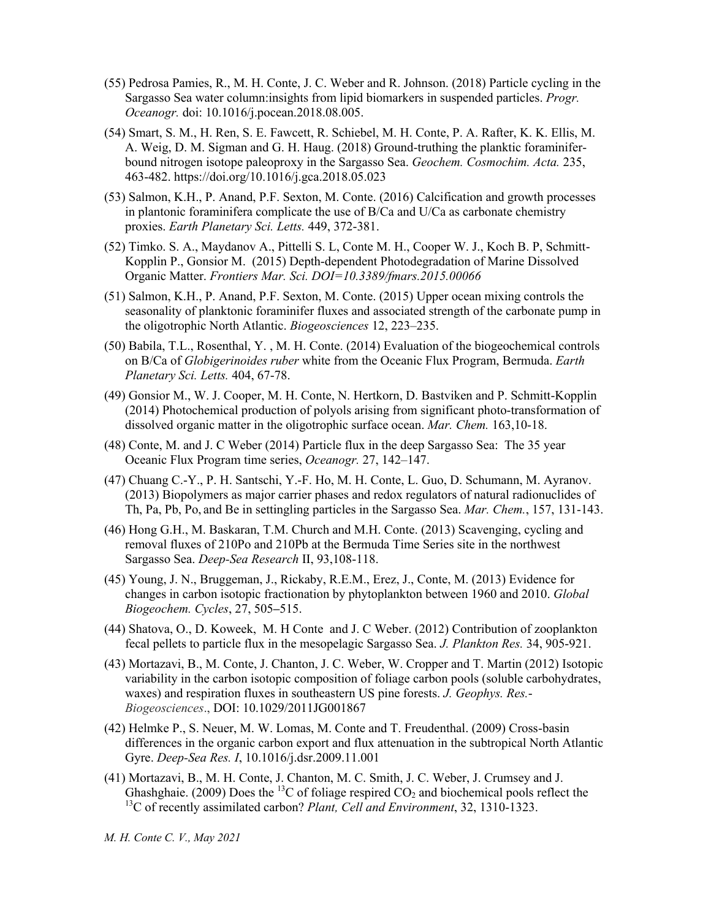(55) Pedrosa Pamies, R., M. H. Conte, J. C. Weber and R. Johnson. (2018) Particle cycling in the Sargasso Sea water column:insights from lipid biomarkers in suspended particles. *Progr. Oceanogr.* doi: 10.1016/j.pocean.2018.08.005.

(54) Smart, S. M., H. Ren, S. E. Fawcett, R. Schiebel, M. H. Conte, P. A. Rafter, K. K. Ellis, M. A. Weig, D. M. Sigman and G. H. Haug. (2018) Ground-truthing the planktic foraminifer-bound nitrogen isotope paleoproxy in the Sargasso Sea. *Geochem. Cosmochim. Acta.* 235, 463-482. https://doi.org/10.1016/j.gca.2018.05.023

(53) Salmon, K.H., P. Anand, P.F. Sexton, M. Conte. (2016) Calcification and growth processes in plantonic foraminifera complicate the use of B/Ca and U/Ca as carbonate chemistry proxies. *Earth Planetary Sci. Letts.* 449, 372-381.

(52) Timko. S. A., Maydanov A., Pittelli S. L, Conte M. H., Cooper W. J., Koch B. P, Schmitt-Kopplin P., Gonsior M. (2015) Depth-dependent Photodegradation of Marine Dissolved Organic Matter. *Frontiers Mar. Sci. DOI=10.3389/fmars.2015.00066*

(51) Salmon, K.H., P. Anand, P.F. Sexton, M. Conte. (2015) Upper ocean mixing controls the seasonality of planktonic foraminifer fluxes and associated strength of the carbonate pump in the oligotrophic North Atlantic. *Biogeosciences* 12, 223–235.

(50) Babila, T.L., Rosenthal, Y. , M. H. Conte. (2014) Evaluation of the biogeochemical controls on B/Ca of *Globigerinoides ruber* white from the Oceanic Flux Program, Bermuda. *Earth Planetary Sci. Letts.* 404, 67-78.

(49) Gonsior M., W. J. Cooper, M. H. Conte, N. Hertkorn, D. Bastviken and P. Schmitt-Kopplin (2014) Photochemical production of polyols arising from significant photo-transformation of dissolved organic matter in the oligotrophic surface ocean. *Mar. Chem.* 163,10-18.

(48) Conte, M. and J. C Weber (2014) Particle flux in the deep Sargasso Sea: The 35 year Oceanic Flux Program time series, *Oceanogr.* 27, 142–147.

(47) Chuang C.-Y., P. H. Santschi, Y.-F. Ho, M. H. Conte, L. Guo, D. Schumann, M. Ayranov. (2013) Biopolymers as major carrier phases and redox regulators of natural radionuclides of Th, Pa, Pb, Po, and Be in settingling particles in the Sargasso Sea. *Mar. Chem.*, 157, 131-143.

(46) Hong G.H., M. Baskaran, T.M. Church and M.H. Conte. (2013) Scavenging, cycling and removal fluxes of 210Po and 210Pb at the Bermuda Time Series site in the northwest Sargasso Sea. *Deep-Sea Research* II, 93,108-118.

(45) Young, J. N., Bruggeman, J., Rickaby, R.E.M., Erez, J., Conte, M. (2013) Evidence for changes in carbon isotopic fractionation by phytoplankton between 1960 and 2010. *Global Biogeochem. Cycles*, 27, 505–515.

(44) Shatova, O., D. Koweek, M. H Conte and J. C Weber. (2012) Contribution of zooplankton fecal pellets to particle flux in the mesopelagic Sargasso Sea. *J. Plankton Res.* 34, 905-921.

(43) Mortazavi, B., M. Conte, J. Chanton, J. C. Weber, W. Cropper and T. Martin (2012) Isotopic variability in the carbon isotopic composition of foliage carbon pools (soluble carbohydrates, waxes) and respiration fluxes in southeastern US pine forests. *J. Geophys. Res.-Biogeosciences*., DOI: 10.1029/2011JG001867

(42) Helmke P., S. Neuer, M. W. Lomas, M. Conte and T. Freudenthal. (2009) Cross-basin differences in the organic carbon export and flux attenuation in the subtropical North Atlantic Gyre. *Deep-Sea Res. I*, 10.1016/j.dsr.2009.11.001

(41) Mortazavi, B., M. H. Conte, J. Chanton, M. C. Smith, J. C. Weber, J. Crumsey and J. Ghashghaie. (2009) Does the $^{13}C$ of foliage respired $CO_2$ and biochemical pools reflect the $^{13}C$ of recently assimilated carbon? *Plant, Cell and Environment*, 32, 1310-1323.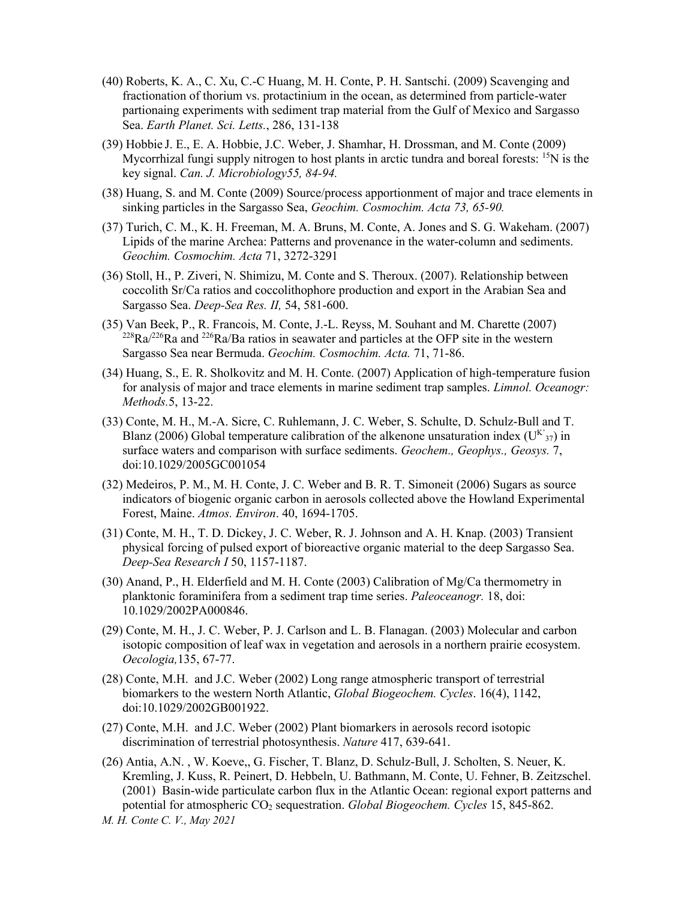(40) Roberts, K. A., C. Xu, C.-C Huang, M. H. Conte, P. H. Santschi. (2009) Scavenging and fractionation of thorium vs. protactinium in the ocean, as determined from particle-water partionaing experiments with sediment trap material from the Gulf of Mexico and Sargasso Sea. *Earth Planet. Sci. Letts.*, 286, 131-138

(39) Hobbie J. E., E. A. Hobbie, J.C. Weber, J. Shamhar, H. Drossman, and M. Conte (2009) Mycorrhizal fungi supply nitrogen to host plants in arctic tundra and boreal forests: $^{15}N$ is the key signal. *Can. J. Microbiology55, 84-94.*

(38) Huang, S. and M. Conte (2009) Source/process apportionment of major and trace elements in sinking particles in the Sargasso Sea, *Geochim. Cosmochim. Acta 73, 65-90.*

(37) Turich, C. M., K. H. Freeman, M. A. Bruns, M. Conte, A. Jones and S. G. Wakeham. (2007) Lipids of the marine Archea: Patterns and provenance in the water-column and sediments. *Geochim. Cosmochim. Acta* 71, 3272-3291

(36) Stoll, H., P. Ziveri, N. Shimizu, M. Conte and S. Theroux. (2007). Relationship between coccolith Sr/Ca ratios and coccolithophore production and export in the Arabian Sea and Sargasso Sea. *Deep-Sea Res. II,* 54, 581-600.

(35) Van Beek, P., R. Francois, M. Conte, J.-L. Reyss, M. Souhant and M. Charette (2007) $^{228}Ra/^{226}Ra$ and $^{226}Ra/Ba$ ratios in seawater and particles at the OFP site in the western Sargasso Sea near Bermuda. *Geochim. Cosmochim. Acta.* 71, 71-86.

(34) Huang, S., E. R. Sholkovitz and M. H. Conte. (2007) Application of high-temperature fusion for analysis of major and trace elements in marine sediment trap samples. *Limnol. Oceanogr: Methods.*5, 13-22.

(33) Conte, M. H., M.-A. Sicre, C. Ruhlemann, J. C. Weber, S. Schulte, D. Schulz-Bull and T. Blanz (2006) Global temperature calibration of the alkenone unsaturation index ($U^{K'}_{37}$) in surface waters and comparison with surface sediments. *Geochem., Geophys., Geosys.* 7, doi:10.1029/2005GC001054

(32) Medeiros, P. M., M. H. Conte, J. C. Weber and B. R. T. Simoneit (2006) Sugars as source indicators of biogenic organic carbon in aerosols collected above the Howland Experimental Forest, Maine. *Atmos. Environ*. 40, 1694-1705.

(31) Conte, M. H., T. D. Dickey, J. C. Weber, R. J. Johnson and A. H. Knap. (2003) Transient physical forcing of pulsed export of bioreactive organic material to the deep Sargasso Sea. *Deep-Sea Research I* 50, 1157-1187.

(30) Anand, P., H. Elderfield and M. H. Conte (2003) Calibration of Mg/Ca thermometry in planktonic foraminifera from a sediment trap time series. *Paleoceanogr.* 18, doi: 10.1029/2002PA000846.

(29) Conte, M. H., J. C. Weber, P. J. Carlson and L. B. Flanagan. (2003) Molecular and carbon isotopic composition of leaf wax in vegetation and aerosols in a northern prairie ecosystem. *Oecologia,*135, 67-77.

(28) Conte, M.H. and J.C. Weber (2002) Long range atmospheric transport of terrestrial biomarkers to the western North Atlantic, *Global Biogeochem. Cycles*. 16(4), 1142, doi:10.1029/2002GB001922.

(27) Conte, M.H. and J.C. Weber (2002) Plant biomarkers in aerosols record isotopic discrimination of terrestrial photosynthesis. *Nature* 417, 639-641.

(26) Antia, A.N. , W. Koeve,, G. Fischer, T. Blanz, D. Schulz-Bull, J. Scholten, S. Neuer, K. Kremling, J. Kuss, R. Peinert, D. Hebbeln, U. Bathmann, M. Conte, U. Fehner, B. Zeitzschel. (2001) Basin-wide particulate carbon flux in the Atlantic Ocean: regional export patterns and potential for atmospheric $CO_2$ sequestration. *Global Biogeochem. Cycles* 15, 845-862.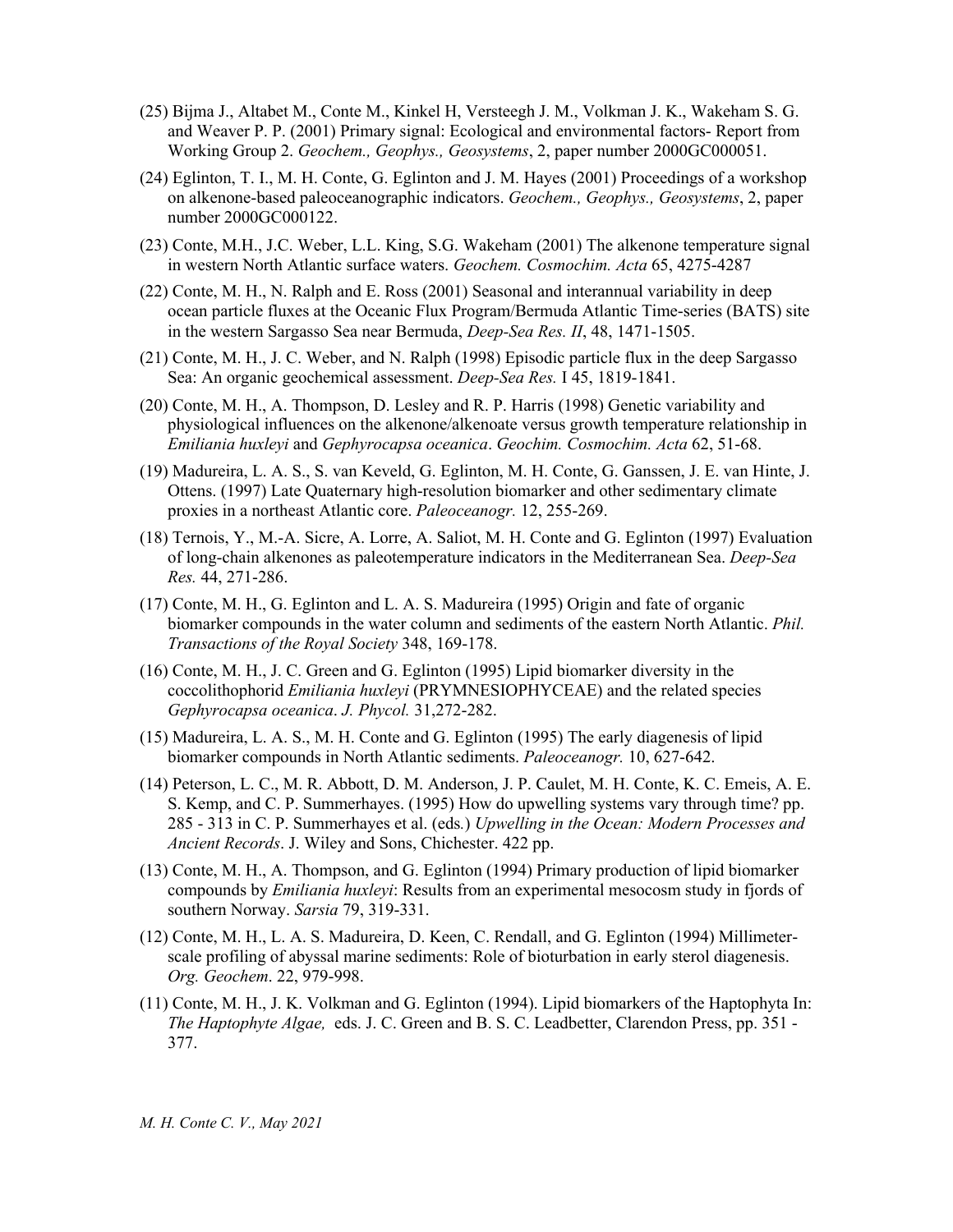(25) Bijma J., Altabet M., Conte M., Kinkel H, Versteegh J. M., Volkman J. K., Wakeham S. G. and Weaver P. P. (2001) Primary signal: Ecological and environmental factors- Report from Working Group 2. *Geochem., Geophys., Geosystems*, 2, paper number 2000GC000051.

(24) Eglinton, T. I., M. H. Conte, G. Eglinton and J. M. Hayes (2001) Proceedings of a workshop on alkenone-based paleoceanographic indicators. *Geochem., Geophys., Geosystems*, 2, paper number 2000GC000122.

(23) Conte, M.H., J.C. Weber, L.L. King, S.G. Wakeham (2001) The alkenone temperature signal in western North Atlantic surface waters. *Geochem. Cosmochim. Acta* 65, 4275-4287

(22) Conte, M. H., N. Ralph and E. Ross (2001) Seasonal and interannual variability in deep ocean particle fluxes at the Oceanic Flux Program/Bermuda Atlantic Time-series (BATS) site in the western Sargasso Sea near Bermuda, *Deep-Sea Res. II*, 48, 1471-1505.

(21) Conte, M. H., J. C. Weber, and N. Ralph (1998) Episodic particle flux in the deep Sargasso Sea: An organic geochemical assessment. *Deep-Sea Res.* I 45, 1819-1841.

(20) Conte, M. H., A. Thompson, D. Lesley and R. P. Harris (1998) Genetic variability and physiological influences on the alkenone/alkenoate versus growth temperature relationship in *Emiliania huxleyi* and *Gephyrocapsa oceanica*. *Geochim. Cosmochim. Acta* 62, 51-68.

(19) Madureira, L. A. S., S. van Keveld, G. Eglinton, M. H. Conte, G. Ganssen, J. E. van Hinte, J. Ottens. (1997) Late Quaternary high-resolution biomarker and other sedimentary climate proxies in a northeast Atlantic core. *Paleoceanogr.* 12, 255-269.

(18) Ternois, Y., M.-A. Sicre, A. Lorre, A. Saliot, M. H. Conte and G. Eglinton (1997) Evaluation of long-chain alkenones as paleotemperature indicators in the Mediterranean Sea. *Deep-Sea Res.* 44, 271-286.

(17) Conte, M. H., G. Eglinton and L. A. S. Madureira (1995) Origin and fate of organic biomarker compounds in the water column and sediments of the eastern North Atlantic. *Phil. Transactions of the Royal Society* 348, 169-178.

(16) Conte, M. H., J. C. Green and G. Eglinton (1995) Lipid biomarker diversity in the coccolithophorid *Emiliania huxleyi* (PRYMNESIOPHYCEAE) and the related species *Gephyrocapsa oceanica*. *J. Phycol.* 31,272-282.

(15) Madureira, L. A. S., M. H. Conte and G. Eglinton (1995) The early diagenesis of lipid biomarker compounds in North Atlantic sediments. *Paleoceanogr.* 10, 627-642.

(14) Peterson, L. C., M. R. Abbott, D. M. Anderson, J. P. Caulet, M. H. Conte, K. C. Emeis, A. E. S. Kemp, and C. P. Summerhayes. (1995) How do upwelling systems vary through time? pp. 285 - 313 in C. P. Summerhayes et al. (eds.) *Upwelling in the Ocean: Modern Processes and Ancient Records*. J. Wiley and Sons, Chichester. 422 pp.

(13) Conte, M. H., A. Thompson, and G. Eglinton (1994) Primary production of lipid biomarker compounds by *Emiliania huxleyi*: Results from an experimental mesocosm study in fjords of southern Norway. *Sarsia* 79, 319-331.

(12) Conte, M. H., L. A. S. Madureira, D. Keen, C. Rendall, and G. Eglinton (1994) Millimeter-scale profiling of abyssal marine sediments: Role of bioturbation in early sterol diagenesis. *Org. Geochem*. 22, 979-998.

(11) Conte, M. H., J. K. Volkman and G. Eglinton (1994). Lipid biomarkers of the Haptophyta In: *The Haptophyte Algae,* eds. J. C. Green and B. S. C. Leadbetter, Clarendon Press, pp. 351 - 377.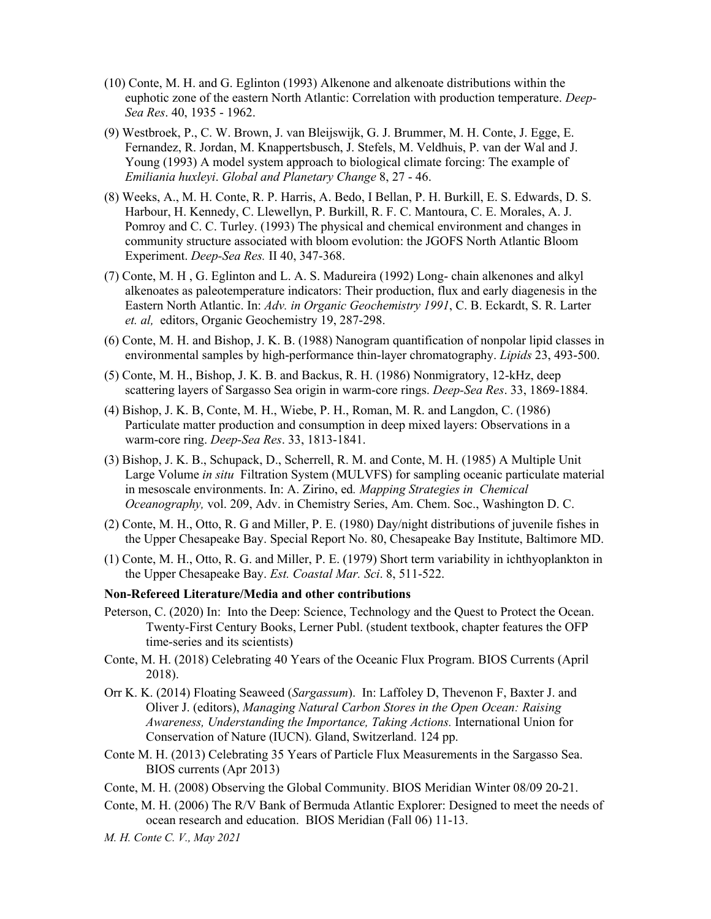(10) Conte, M. H. and G. Eglinton (1993) Alkenone and alkenoate distributions within the euphotic zone of the eastern North Atlantic: Correlation with production temperature. *Deep-Sea Res*. 40, 1935 - 1962.

(9) Westbroek, P., C. W. Brown, J. van Bleijswijk, G. J. Brummer, M. H. Conte, J. Egge, E. Fernandez, R. Jordan, M. Knappertsbusch, J. Stefels, M. Veldhuis, P. van der Wal and J. Young (1993) A model system approach to biological climate forcing: The example of *Emiliania huxleyi*. *Global and Planetary Change* 8, 27 - 46.

(8) Weeks, A., M. H. Conte, R. P. Harris, A. Bedo, I Bellan, P. H. Burkill, E. S. Edwards, D. S. Harbour, H. Kennedy, C. Llewellyn, P. Burkill, R. F. C. Mantoura, C. E. Morales, A. J. Pomroy and C. C. Turley. (1993) The physical and chemical environment and changes in community structure associated with bloom evolution: the JGOFS North Atlantic Bloom Experiment. *Deep-Sea Res.* II 40, 347-368.

(7) Conte, M. H , G. Eglinton and L. A. S. Madureira (1992) Long- chain alkenones and alkyl alkenoates as paleotemperature indicators: Their production, flux and early diagenesis in the Eastern North Atlantic. In: *Adv. in Organic Geochemistry 1991*, C. B. Eckardt, S. R. Larter *et. al,* editors, Organic Geochemistry 19, 287-298.

(6) Conte, M. H. and Bishop, J. K. B. (1988) Nanogram quantification of nonpolar lipid classes in environmental samples by high-performance thin-layer chromatography. *Lipids* 23, 493-500.

(5) Conte, M. H., Bishop, J. K. B. and Backus, R. H. (1986) Nonmigratory, 12-kHz, deep scattering layers of Sargasso Sea origin in warm-core rings. *Deep-Sea Res*. 33, 1869-1884.

(4) Bishop, J. K. B, Conte, M. H., Wiebe, P. H., Roman, M. R. and Langdon, C. (1986) Particulate matter production and consumption in deep mixed layers: Observations in a warm-core ring. *Deep-Sea Res*. 33, 1813-1841.

(3) Bishop, J. K. B., Schupack, D., Scherrell, R. M. and Conte, M. H. (1985) A Multiple Unit Large Volume *in situ* Filtration System (MULVFS) for sampling oceanic particulate material in mesoscale environments. In: A. Zirino, ed. *Mapping Strategies in Chemical Oceanography,* vol. 209, Adv. in Chemistry Series, Am. Chem. Soc., Washington D. C.

(2) Conte, M. H., Otto, R. G and Miller, P. E. (1980) Day/night distributions of juvenile fishes in the Upper Chesapeake Bay. Special Report No. 80, Chesapeake Bay Institute, Baltimore MD.

(1) Conte, M. H., Otto, R. G. and Miller, P. E. (1979) Short term variability in ichthyoplankton in the Upper Chesapeake Bay. *Est. Coastal Mar. Sci*. 8, 511-522.

**Non-Refereed Literature/Media and other contributions**

Peterson, C. (2020) In: Into the Deep: Science, Technology and the Quest to Protect the Ocean. Twenty-First Century Books, Lerner Publ. (student textbook, chapter features the OFP time-series and its scientists)

Conte, M. H. (2018) Celebrating 40 Years of the Oceanic Flux Program. BIOS Currents (April 2018).

Orr K. K. (2014) Floating Seaweed (*Sargassum*). In: Laffoley D, Thevenon F, Baxter J. and Oliver J. (editors), *Managing Natural Carbon Stores in the Open Ocean: Raising Awareness, Understanding the Importance, Taking Actions.* International Union for Conservation of Nature (IUCN). Gland, Switzerland. 124 pp.

Conte M. H. (2013) Celebrating 35 Years of Particle Flux Measurements in the Sargasso Sea. BIOS currents (Apr 2013)

Conte, M. H. (2008) Observing the Global Community. BIOS Meridian Winter 08/09 20-21.

Conte, M. H. (2006) The R/V Bank of Bermuda Atlantic Explorer: Designed to meet the needs of ocean research and education. BIOS Meridian (Fall 06) 11-13.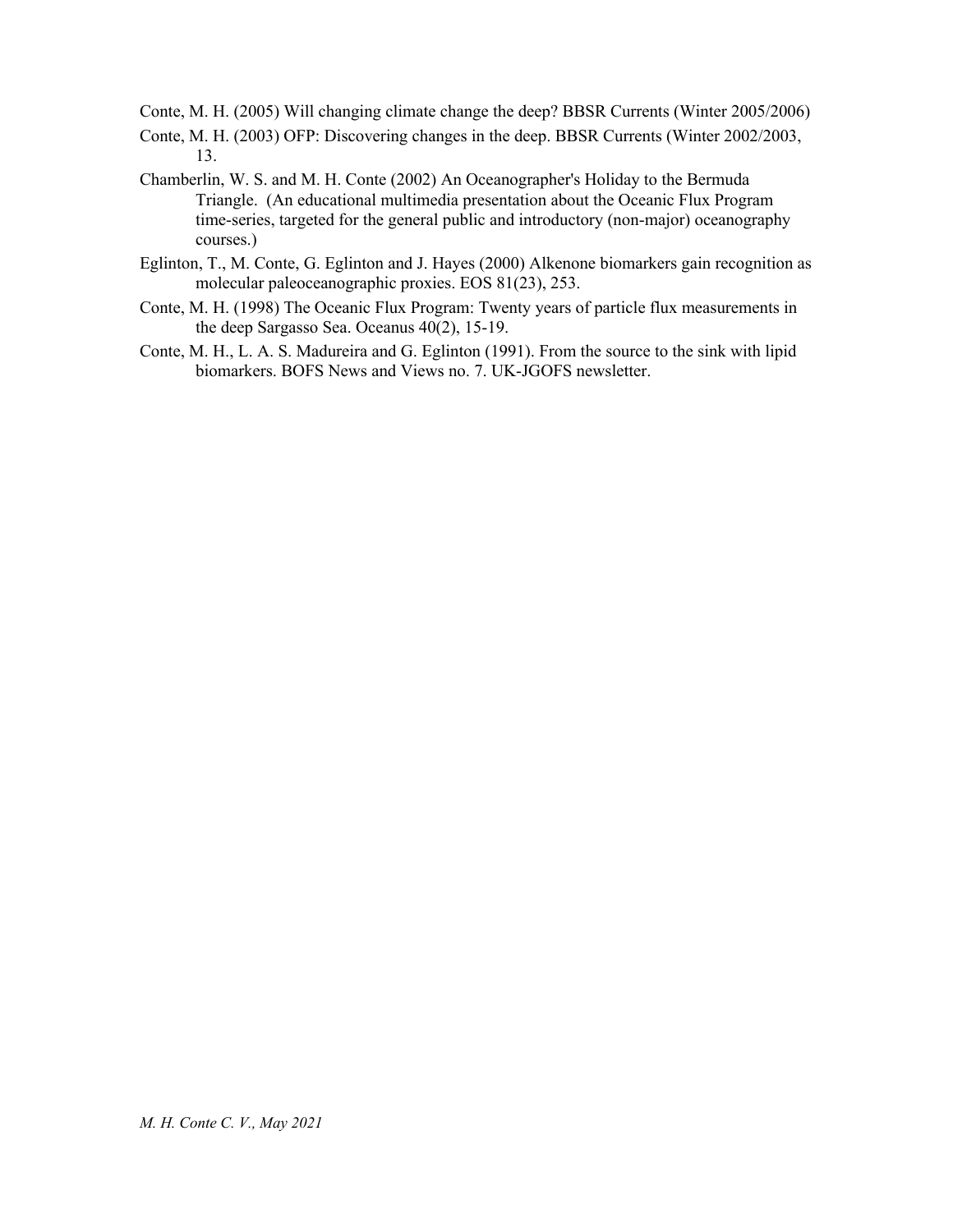Conte, M. H. (2005) Will changing climate change the deep? BBSR Currents (Winter 2005/2006)

Conte, M. H. (2003) OFP: Discovering changes in the deep. BBSR Currents (Winter 2002/2003, 13.

Chamberlin, W. S. and M. H. Conte (2002) An Oceanographer's Holiday to the Bermuda Triangle. (An educational multimedia presentation about the Oceanic Flux Program time-series, targeted for the general public and introductory (non-major) oceanography courses.)

Eglinton, T., M. Conte, G. Eglinton and J. Hayes (2000) Alkenone biomarkers gain recognition as molecular paleoceanographic proxies. EOS 81(23), 253.

Conte, M. H. (1998) The Oceanic Flux Program: Twenty years of particle flux measurements in the deep Sargasso Sea. Oceanus 40(2), 15-19.

Conte, M. H., L. A. S. Madureira and G. Eglinton (1991). From the source to the sink with lipid biomarkers. BOFS News and Views no. 7. UK-JGOFS newsletter.